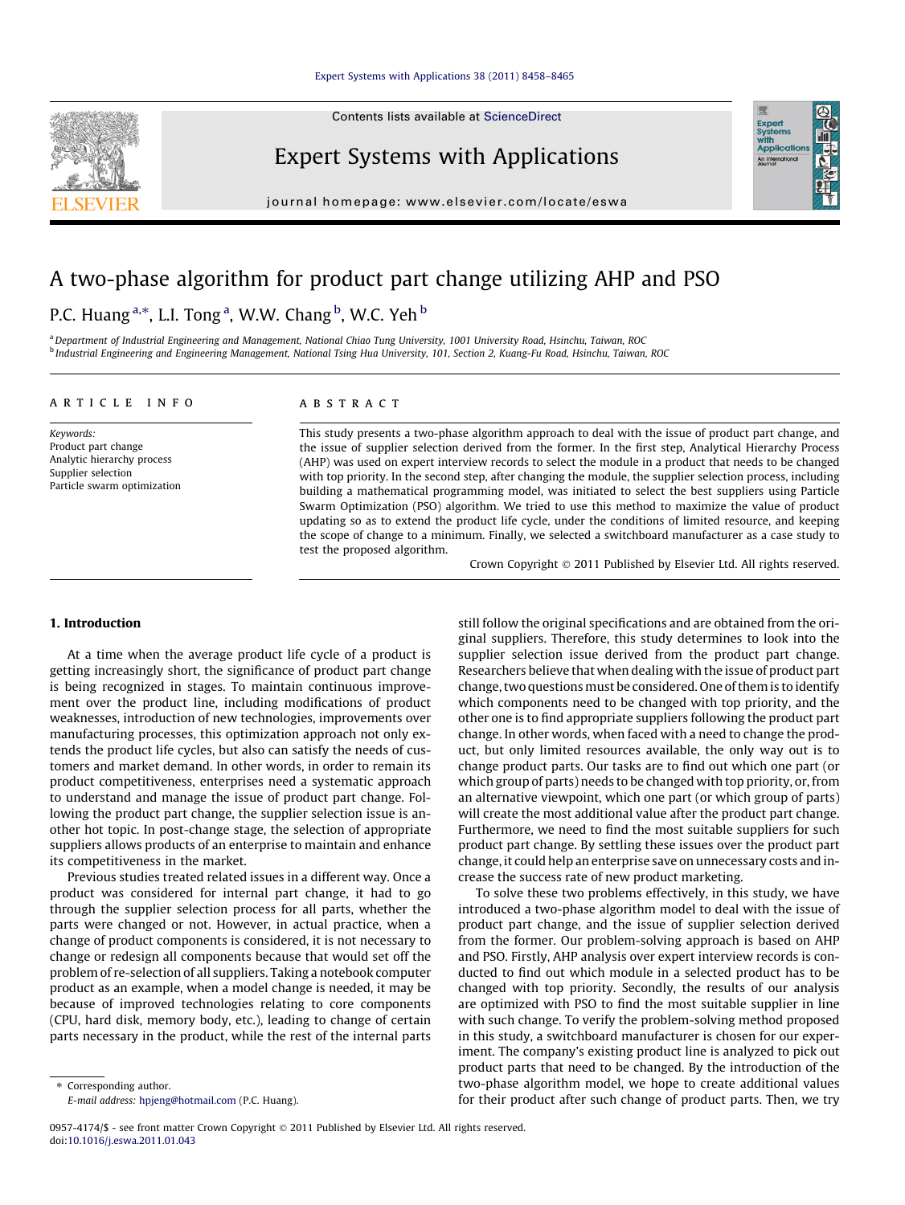# A two-phase algorithm for product part change utilizing AHP and PSO

P.C. Huang [a,*], L.I. Tong [a], W.W. Chang [b], W.C. Yeh [b]

[a] Department of Industrial Engineering and Management, National Chiao Tung University, 1001 University Road, Hsinchu, Taiwan, ROC

[b] Industrial Engineering and Engineering Management, National Tsing Hua University, 101, Section 2, Kuang-Fu Road, Hsinchu, Taiwan, ROC

## ARTICLE INFO

*Keywords:*
Product part change
Analytic hierarchy process
Supplier selection
Particle swarm optimization

## ABSTRACT

This study presents a two-phase algorithm approach to deal with the issue of product part change, and the issue of supplier selection derived from the former. In the first step, Analytical Hierarchy Process (AHP) was used on expert interview records to select the module in a product that needs to be changed with top priority. In the second step, after changing the module, the supplier selection process, including building a mathematical programming model, was initiated to select the best suppliers using Particle Swarm Optimization (PSO) algorithm. We tried to use this method to maximize the value of product updating so as to extend the product life cycle, under the conditions of limited resource, and keeping the scope of change to a minimum. Finally, we selected a switchboard manufacturer as a case study to test the proposed algorithm.

Crown Copyright © 2011 Published by Elsevier Ltd. All rights reserved.

## 1. Introduction

At a time when the average product life cycle of a product is getting increasingly short, the significance of product part change is being recognized in stages. To maintain continuous improvement over the product line, including modifications of product weaknesses, introduction of new technologies, improvements over manufacturing processes, this optimization approach not only extends the product life cycles, but also can satisfy the needs of customers and market demand. In other words, in order to remain its product competitiveness, enterprises need a systematic approach to understand and manage the issue of product part change. Following the product part change, the supplier selection issue is another hot topic. In post-change stage, the selection of appropriate suppliers allows products of an enterprise to maintain and enhance its competitiveness in the market.

Previous studies treated related issues in a different way. Once a product was considered for internal part change, it had to go through the supplier selection process for all parts, whether the parts were changed or not. However, in actual practice, when a change of product components is considered, it is not necessary to change or redesign all components because that would set off the problem of re-selection of all suppliers. Taking a notebook computer product as an example, when a model change is needed, it may be because of improved technologies relating to core components (CPU, hard disk, memory body, etc.), leading to change of certain parts necessary in the product, while the rest of the internal parts still follow the original specifications and are obtained from the original suppliers. Therefore, this study determines to look into the supplier selection issue derived from the product part change. Researchers believe that when dealing with the issue of product part change, two questions must be considered. One of them is to identify which components need to be changed with top priority, and the other one is to find appropriate suppliers following the product part change. In other words, when faced with a need to change the product, but only limited resources available, the only way out is to change product parts. Our tasks are to find out which one part (or which group of parts) needs to be changed with top priority, or, from an alternative viewpoint, which one part (or which group of parts) will create the most additional value after the product part change. Furthermore, we need to find the most suitable suppliers for such product part change. By settling these issues over the product part change, it could help an enterprise save on unnecessary costs and increase the success rate of new product marketing.

To solve these two problems effectively, in this study, we have introduced a two-phase algorithm model to deal with the issue of product part change, and the issue of supplier selection derived from the former. Our problem-solving approach is based on AHP and PSO. Firstly, AHP analysis over expert interview records is conducted to find out which module in a selected product has to be changed with top priority. Secondly, the results of our analysis are optimized with PSO to find the most suitable supplier in line with such change. To verify the problem-solving method proposed in this study, a switchboard manufacturer is chosen for our experiment. The company's existing product line is analyzed to pick out product parts that need to be changed. By the introduction of the two-phase algorithm model, we hope to create additional values for their product after such change of product parts. Then, we try

* Corresponding author.
E-mail address: hpjeng@hotmail.com (P.C. Huang).

0957-4174/$ - see front matter Crown Copyright © 2011 Published by Elsevier Ltd. All rights reserved.
doi:10.1016/j.eswa.2011.01.043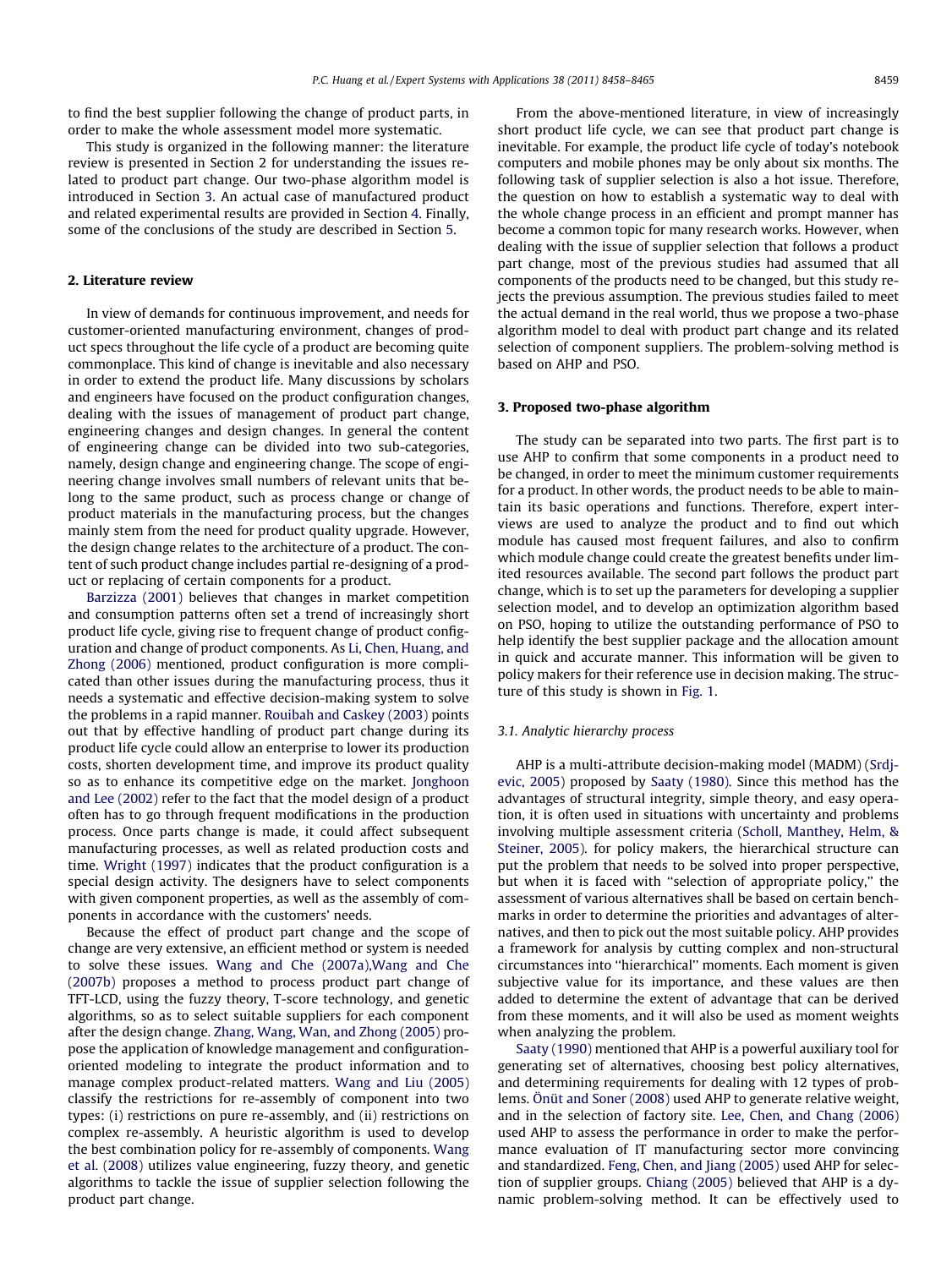to find the best supplier following the change of product parts, in order to make the whole assessment model more systematic.

This study is organized in the following manner: the literature review is presented in Section 2 for understanding the issues related to product part change. Our two-phase algorithm model is introduced in Section 3. An actual case of manufactured product and related experimental results are provided in Section 4. Finally, some of the conclusions of the study are described in Section 5.

## 2. Literature review

In view of demands for continuous improvement, and needs for customer-oriented manufacturing environment, changes of product specs throughout the life cycle of a product are becoming quite commonplace. This kind of change is inevitable and also necessary in order to extend the product life. Many discussions by scholars and engineers have focused on the product configuration changes, dealing with the issues of management of product part change, engineering changes and design changes. In general the content of engineering change can be divided into two sub-categories, namely, design change and engineering change. The scope of engineering change involves small numbers of relevant units that belong to the same product, such as process change or change of product materials in the manufacturing process, but the changes mainly stem from the need for product quality upgrade. However, the design change relates to the architecture of a product. The content of such product change includes partial re-designing of a product or replacing of certain components for a product.

Barzizza (2001) believes that changes in market competition and consumption patterns often set a trend of increasingly short product life cycle, giving rise to frequent change of product configuration and change of product components. As Li, Chen, Huang, and Zhong (2006) mentioned, product configuration is more complicated than other issues during the manufacturing process, thus it needs a systematic and effective decision-making system to solve the problems in a rapid manner. Rouibah and Caskey (2003) points out that by effective handling of product part change during its product life cycle could allow an enterprise to lower its production costs, shorten development time, and improve its product quality so as to enhance its competitive edge on the market. Jonghoon and Lee (2002) refer to the fact that the model design of a product often has to go through frequent modifications in the production process. Once parts change is made, it could affect subsequent manufacturing processes, as well as related production costs and time. Wright (1997) indicates that the product configuration is a special design activity. The designers have to select components with given component properties, as well as the assembly of components in accordance with the customers' needs.

Because the effect of product part change and the scope of change are very extensive, an efficient method or system is needed to solve these issues. Wang and Che (2007a),Wang and Che (2007b) proposes a method to process product part change of TFT-LCD, using the fuzzy theory, T-score technology, and genetic algorithms, so as to select suitable suppliers for each component after the design change. Zhang, Wang, Wan, and Zhong (2005) propose the application of knowledge management and configuration-oriented modeling to integrate the product information and to manage complex product-related matters. Wang and Liu (2005) classify the restrictions for re-assembly of component into two types: (i) restrictions on pure re-assembly, and (ii) restrictions on complex re-assembly. A heuristic algorithm is used to develop the best combination policy for re-assembly of components. Wang et al. (2008) utilizes value engineering, fuzzy theory, and genetic algorithms to tackle the issue of supplier selection following the product part change.

From the above-mentioned literature, in view of increasingly short product life cycle, we can see that product part change is inevitable. For example, the product life cycle of today's notebook computers and mobile phones may be only about six months. The following task of supplier selection is also a hot issue. Therefore, the question on how to establish a systematic way to deal with the whole change process in an efficient and prompt manner has become a common topic for many research works. However, when dealing with the issue of supplier selection that follows a product part change, most of the previous studies had assumed that all components of the products need to be changed, but this study rejects the previous assumption. The previous studies failed to meet the actual demand in the real world, thus we propose a two-phase algorithm model to deal with product part change and its related selection of component suppliers. The problem-solving method is based on AHP and PSO.

## 3. Proposed two-phase algorithm

The study can be separated into two parts. The first part is to use AHP to confirm that some components in a product need to be changed, in order to meet the minimum customer requirements for a product. In other words, the product needs to be able to maintain its basic operations and functions. Therefore, expert interviews are used to analyze the product and to find out which module has caused most frequent failures, and also to confirm which module change could create the greatest benefits under limited resources available. The second part follows the product part change, which is to set up the parameters for developing a supplier selection model, and to develop an optimization algorithm based on PSO, hoping to utilize the outstanding performance of PSO to help identify the best supplier package and the allocation amount in quick and accurate manner. This information will be given to policy makers for their reference use in decision making. The structure of this study is shown in Fig. 1.

### 3.1. Analytic hierarchy process

AHP is a multi-attribute decision-making model (MADM) (Srdjevic, 2005) proposed by Saaty (1980). Since this method has the advantages of structural integrity, simple theory, and easy operation, it is often used in situations with uncertainty and problems involving multiple assessment criteria (Scholl, Manthey, Helm, & Steiner, 2005). for policy makers, the hierarchical structure can put the problem that needs to be solved into proper perspective, but when it is faced with "selection of appropriate policy," the assessment of various alternatives shall be based on certain benchmarks in order to determine the priorities and advantages of alternatives, and then to pick out the most suitable policy. AHP provides a framework for analysis by cutting complex and non-structural circumstances into "hierarchical" moments. Each moment is given subjective value for its importance, and these values are then added to determine the extent of advantage that can be derived from these moments, and it will also be used as moment weights when analyzing the problem.

Saaty (1990) mentioned that AHP is a powerful auxiliary tool for generating set of alternatives, choosing best policy alternatives, and determining requirements for dealing with 12 types of problems. Önüt and Soner (2008) used AHP to generate relative weight, and in the selection of factory site. Lee, Chen, and Chang (2006) used AHP to assess the performance in order to make the performance evaluation of IT manufacturing sector more convincing and standardized. Feng, Chen, and Jiang (2005) used AHP for selection of supplier groups. Chiang (2005) believed that AHP is a dynamic problem-solving method. It can be effectively used to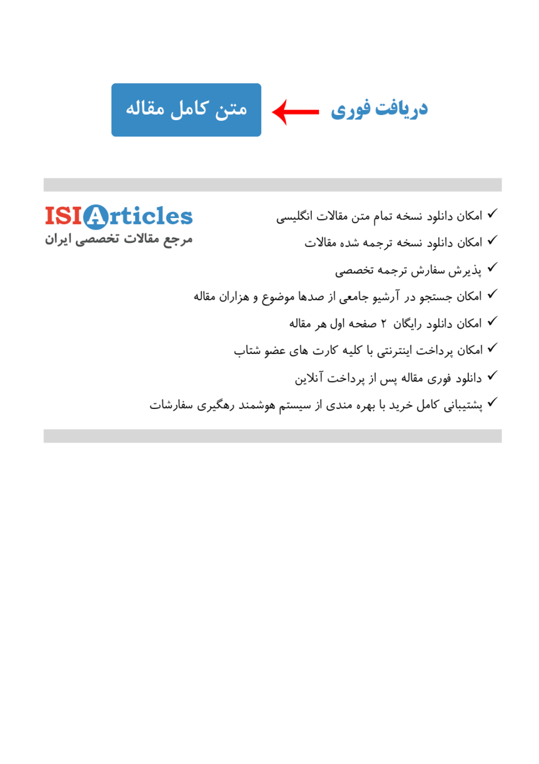دریافت فوری ← متن کامل مقاله

ISIArticles
مرجع مقالات تخصصی ایران

- ✓ امکان دانلود نسخه تمام متن مقالات انگلیسی
- ✓ امکان دانلود نسخه ترجمه شده مقالات
- ✓ پذیرش سفارش ترجمه تخصصی
- ✓ امکان جستجو در آرشیو جامعی از صدها موضوع و هزاران مقاله
- ✓ امکان دانلود رایگان ۲ صفحه اول هر مقاله
- ✓ امکان پرداخت اینترنتی با کلیه کارت های عضو شتاب
- ✓ دانلود فوری مقاله پس از پرداخت آنلاین
- ✓ پشتیبانی کامل خرید با بهره مندی از سیستم هوشمند رهگیری سفارشات